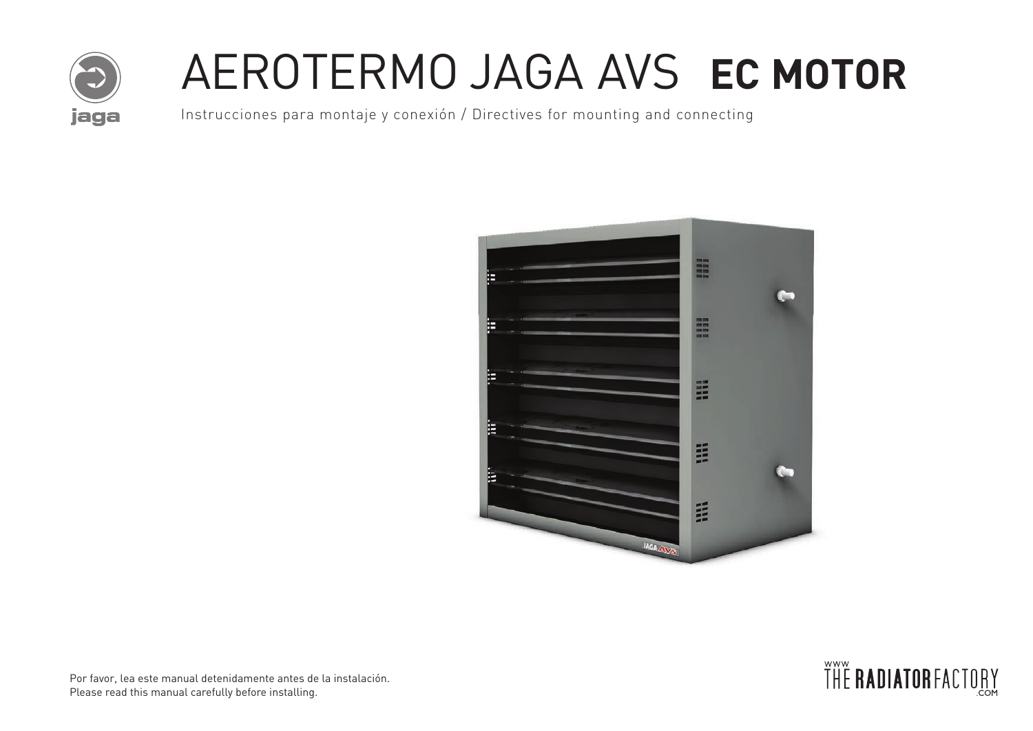# AEROTERMO JAGA AVS **EC MOTOR**

Instrucciones para montaje y conexión / Directives for mounting and connecting

Por favor, lea este manual detenidamente antes de la instalación.
Please read this manual carefully before installing.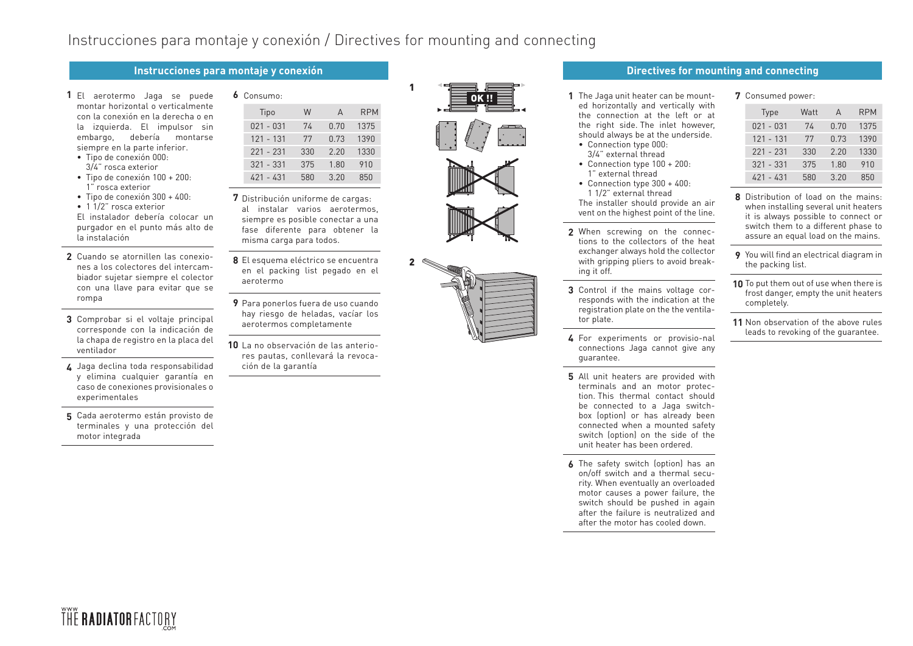# Instrucciones para montaje y conexión / Directives for mounting and connecting

## Instrucciones para montaje y conexión

**1** El aerotermo Jaga se puede montar horizontal o verticalmente con la conexión en la derecha o en la izquierda. El impulsor sin embargo, debería montarse siempre en la parte inferior.

- Tipo de conexión 000: 3/4" rosca exterior
- Tipo de conexión 100 + 200: 1" rosca exterior
- Tipo de conexión 300 + 400:
- 1 1/2" rosca exterior

El instalador debería colocar un purgador en el punto más alto de la instalación

**2** Cuando se atornillen las conexiones a los colectores del intercambiador sujetar siempre el colector con una llave para evitar que se rompa

**3** Comprobar si el voltaje principal corresponde con la indicación de la chapa de registro en la placa del ventilador

**4** Jaga declina toda responsabilidad y elimina cualquier garantía en caso de conexiones provisionales o experimentales

**5** Cada aerotermo están provisto de terminales y una protección del motor integrada

**6** Consumo:

| Tipo | W | A | RPM |
|---|---|---|---|
| 021 - 031 | 74 | 0.70 | 1375 |
| 121 - 131 | 77 | 0.73 | 1390 |
| 221 - 231 | 330 | 2.20 | 1330 |
| 321 - 331 | 375 | 1.80 | 910 |
| 421 - 431 | 580 | 3.20 | 850 |

**7** Distribución uniforme de cargas: al instalar varios aerotermos, siempre es posible conectar a una fase diferente para obtener la misma carga para todos.

**8** El esquema eléctrico se encuentra en el packing list pegado en el aerotermo

**9** Para ponerlos fuera de uso cuando hay riesgo de heladas, vacíar los aerotermos completamente

**10** La no observación de las anteriores pautas, conllevará la revocación de la garantía

1

OK !!

2

## Directives for mounting and connecting

**1** The Jaga unit heater can be mounted horizontally and vertically with the connection at the left or at the right side. The inlet however, should always be at the underside.

- Connection type 000: 3/4" external thread
- Connection type 100 + 200: 1" external thread
- Connection type 300 + 400: 1 1/2" external thread

The installer should provide an air vent on the highest point of the line.

**2** When screwing on the connections to the collectors of the heat exchanger always hold the collector with gripping pliers to avoid breaking it off.

**3** Control if the mains voltage corresponds with the indication at the registration plate on the ventilator plate.

**4** For experiments or provisio-nal connections Jaga cannot give any guarantee.

**5** All unit heaters are provided with terminals and an motor protection. This thermal contact should be connected to a Jaga switchbox (option) or has already been connected when a mounted safety switch (option) on the side of the unit heater has been ordered.

**6** The safety switch (option) has an on/off switch and a thermal security. When eventually an overloaded motor causes a power failure, the switch should be pushed in again after the failure is neutralized and after the motor has cooled down.

**7** Consumed power:

| Type | Watt | A | RPM |
|---|---|---|---|
| 021 - 031 | 74 | 0.70 | 1375 |
| 121 - 131 | 77 | 0.73 | 1390 |
| 221 - 231 | 330 | 2.20 | 1330 |
| 321 - 331 | 375 | 1.80 | 910 |
| 421 - 431 | 580 | 3.20 | 850 |

**8** Distribution of load on the mains: when installing several unit heaters it is always possible to connect or switch them to a different phase to assure an equal load on the mains.

**9** You will find an electrical diagram in the packing list.

**10** To put them out of use when there is frost danger, empty the unit heaters completely.

**11** Non observation of the above rules leads to revoking of the guarantee.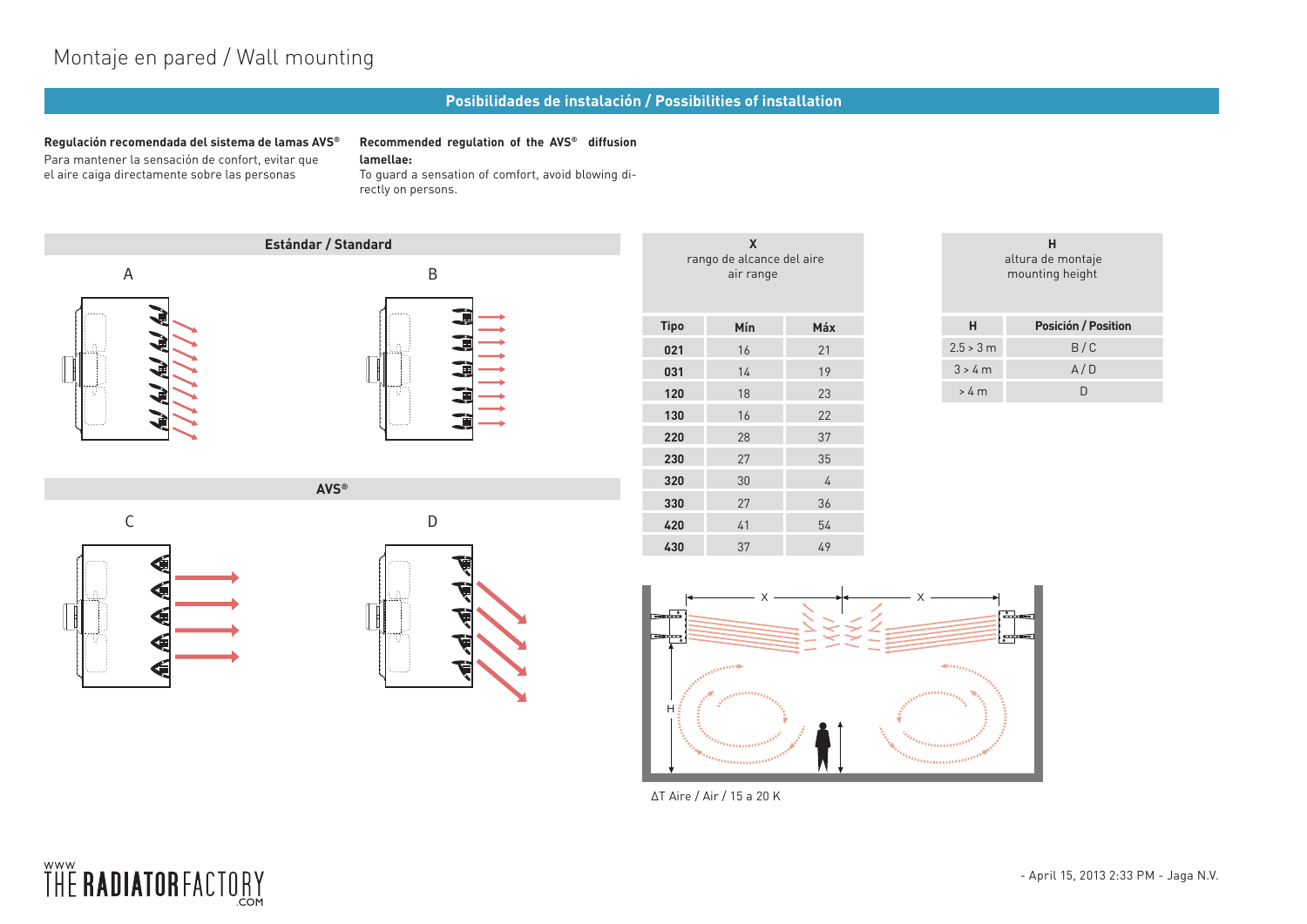# Montaje en pared / Wall mounting

## Posibilidades de instalación / Possibilities of installation

**Regulación recomendada del sistema de lamas AVS®**
Para mantener la sensación de confort, evitar que el aire caiga directamente sobre las personas

**Recommended regulation of the AVS® diffusion lamellae:**
To guard a sensation of comfort, avoid blowing directly on persons.

### Estándar / Standard

A

B

### AVS®

C

D

| X rango de alcance del aire air range | | |
|---|---|---|
| **Tipo** | **Mín** | **Máx** |
| **021** | 16 | 21 |
| **031** | 14 | 19 |
| **120** | 18 | 23 |
| **130** | 16 | 22 |
| **220** | 28 | 37 |
| **230** | 27 | 35 |
| **320** | 30 | 4 |
| **330** | 27 | 36 |
| **420** | 41 | 54 |
| **430** | 37 | 49 |

| H altura de montaje mounting height | |
|---|---|
| **H** | **Posición / Position** |
| 2.5 > 3 m | B / C |
| 3 > 4 m | A / D |
| > 4 m | D |

X X H

ΔT Aire / Air / 15 a 20 K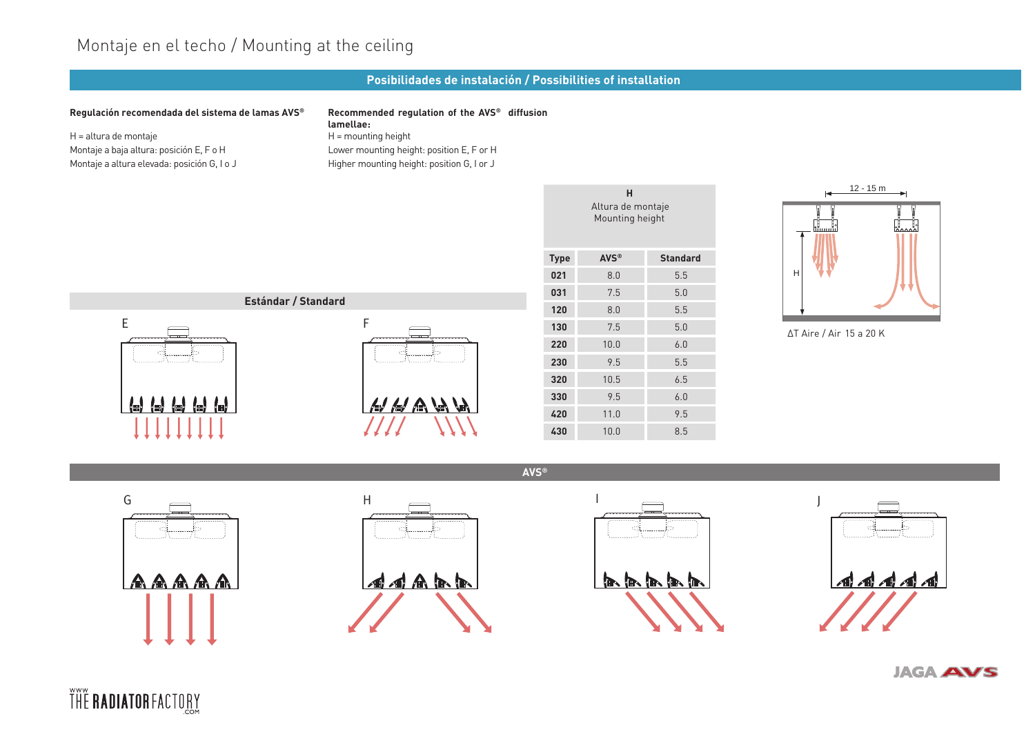# Montaje en el techo / Mounting at the ceiling

## Posibilidades de instalación / Possibilities of installation

**Regulación recomendada del sistema de lamas AVS®**

H = altura de montaje
Montaje a baja altura: posición E, F o H
Montaje a altura elevada: posición G, I o J

**Recommended regulation of the AVS® diffusion lamellae:**

H = mounting height
Lower mounting height: position E, F or H
Higher mounting height: position G, I or J

| Type | H Altura de montaje / Mounting height – AVS® | H Altura de montaje / Mounting height – Standard |
|---|---|---|
| 021 | 8.0 | 5.5 |
| 031 | 7.5 | 5.0 |
| 120 | 8.0 | 5.5 |
| 130 | 7.5 | 5.0 |
| 220 | 10.0 | 6.0 |
| 230 | 9.5 | 5.5 |
| 320 | 10.5 | 6.5 |
| 330 | 9.5 | 6.0 |
| 420 | 11.0 | 9.5 |
| 430 | 10.0 | 8.5 |

12 - 15 m

H

ΔT Aire / Air 15 a 20 K

### Estándar / Standard

E

F

### AVS®

G

H

I

J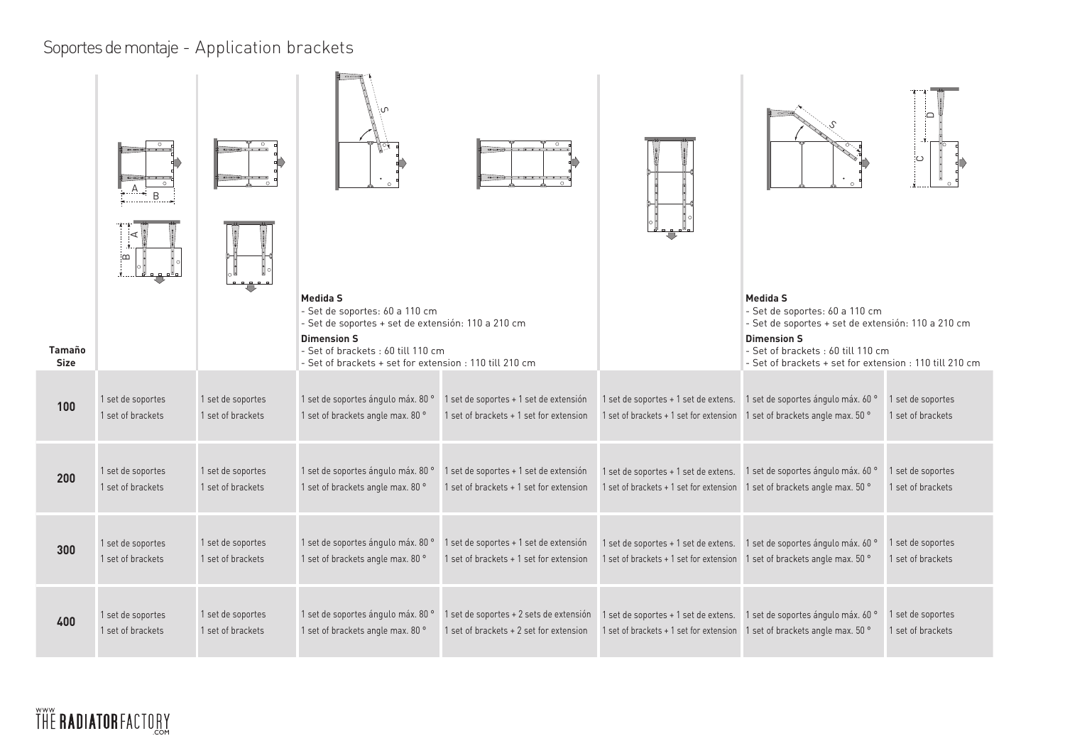# Soportes de montaje - Application brackets

| Tamaño Size | | | Medida S<br>- Set de soportes: 60 a 110 cm<br>- Set de soportes + set de extensión: 110 a 210 cm<br>Dimension S<br>- Set of brackets : 60 till 110 cm<br>- Set of brackets + set for extension : 110 till 210 cm | | | Medida S<br>- Set de soportes: 60 a 110 cm<br>- Set de soportes + set de extensión: 110 a 210 cm<br>Dimension S<br>- Set of brackets : 60 till 110 cm<br>- Set of brackets + set for extension : 110 till 210 cm | |
|---|---|---|---|---|---|---|---|
| **100** | 1 set de soportes<br>1 set of brackets | 1 set de soportes<br>1 set of brackets | 1 set de soportes ángulo máx. 80 °<br>1 set of brackets angle max. 80 ° | 1 set de soportes + 1 set de extensión<br>1 set of brackets + 1 set for extension | 1 set de soportes + 1 set de extens.<br>1 set of brackets + 1 set for extension | 1 set de soportes ángulo máx. 60 °<br>1 set of brackets angle max. 50 ° | 1 set de soportes<br>1 set of brackets |
| **200** | 1 set de soportes<br>1 set of brackets | 1 set de soportes<br>1 set of brackets | 1 set de soportes ángulo máx. 80 °<br>1 set of brackets angle max. 80 ° | 1 set de soportes + 1 set de extensión<br>1 set of brackets + 1 set for extension | 1 set de soportes + 1 set de extens.<br>1 set of brackets + 1 set for extension | 1 set de soportes ángulo máx. 60 °<br>1 set of brackets angle max. 50 ° | 1 set de soportes<br>1 set of brackets |
| **300** | 1 set de soportes<br>1 set of brackets | 1 set de soportes<br>1 set of brackets | 1 set de soportes ángulo máx. 80 °<br>1 set of brackets angle max. 80 ° | 1 set de soportes + 1 set de extensión<br>1 set of brackets + 1 set for extension | 1 set de soportes + 1 set de extens.<br>1 set of brackets + 1 set for extension | 1 set de soportes ángulo máx. 60 °<br>1 set of brackets angle max. 50 ° | 1 set de soportes<br>1 set of brackets |
| **400** | 1 set de soportes<br>1 set of brackets | 1 set de soportes<br>1 set of brackets | 1 set de soportes ángulo máx. 80 °<br>1 set of brackets angle max. 80 ° | 1 set de soportes + 2 sets de extensión<br>1 set of brackets + 2 set for extension | 1 set de soportes + 1 set de extens.<br>1 set of brackets + 1 set for extension | 1 set de soportes ángulo máx. 60 °<br>1 set of brackets angle max. 50 ° | 1 set de soportes<br>1 set of brackets |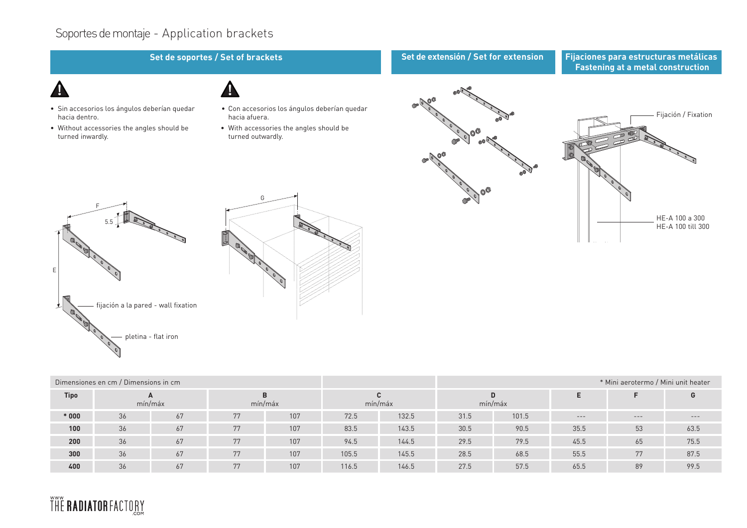# Soportes de montaje - Application brackets

## Set de soportes / Set of brackets

- Sin accesorios los ángulos deberían quedar hacia dentro.
- Without accessories the angles should be turned inwardly.

- Con accesorios los ángulos deberían quedar hacia afuera.
- With accessories the angles should be turned outwardly.

F

5.5

E

G

fijación a la pared - wall fixation

pletina - flat iron

## Set de extensión / Set for extension

## Fijaciones para estructuras metálicas Fastening at a metal construction

Fijación / Fixation

HE-A 100 a 300
HE-A 100 till 300

| Dimensiones en cm / Dimensions in cm | | | | | | | | | | * Mini aerotermo / Mini unit heater | |
|---|---|---|---|---|---|---|---|---|---|---|---|
| **Tipo** | A mín/máx | | B mín/máx | | C mín/máx | | D mín/máx | | E | F | G |
| **\* 000** | 36 | 67 | 77 | 107 | 72.5 | 132.5 | 31.5 | 101.5 | --- | --- | --- |
| **100** | 36 | 67 | 77 | 107 | 83.5 | 143.5 | 30.5 | 90.5 | 35.5 | 53 | 63.5 |
| **200** | 36 | 67 | 77 | 107 | 94.5 | 144.5 | 29.5 | 79.5 | 45.5 | 65 | 75.5 |
| **300** | 36 | 67 | 77 | 107 | 105.5 | 145.5 | 28.5 | 68.5 | 55.5 | 77 | 87.5 |
| **400** | 36 | 67 | 77 | 107 | 116.5 | 146.5 | 27.5 | 57.5 | 65.5 | 89 | 99.5 |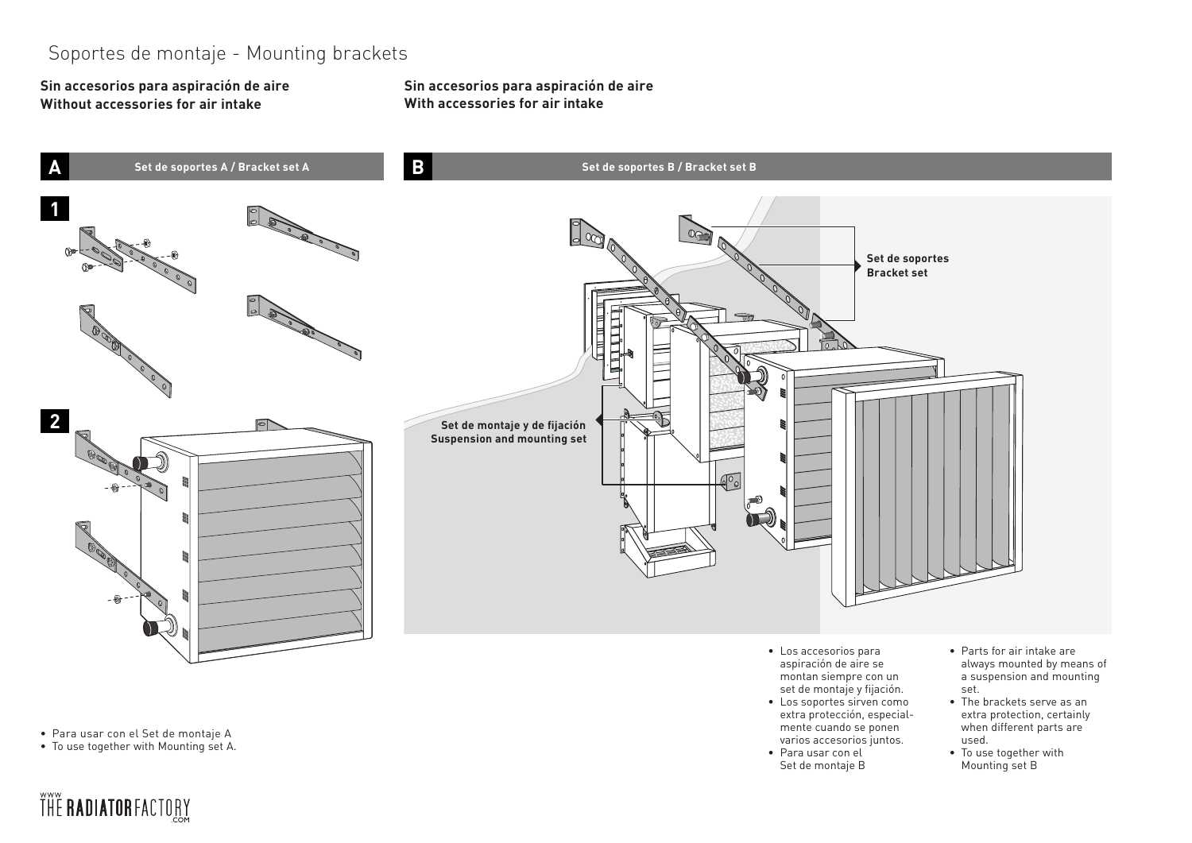# Soportes de montaje - Mounting brackets

**Sin accesorios para aspiración de aire**
**Without accessories for air intake**

**Sin accesorios para aspiración de aire**
**With accessories for air intake**

## A — Set de soportes A / Bracket set A

**1**

**2**

- Para usar con el Set de montaje A
- To use together with Mounting set A.

## B — Set de soportes B / Bracket set B

**Set de soportes**
**Bracket set**

**Set de montaje y de fijación**
**Suspension and mounting set**

- Los accesorios para aspiración de aire se montan siempre con un set de montaje y fijación.
- Los soportes sirven como extra protección, especialmente cuando se ponen varios accesorios juntos.
- Para usar con el Set de montaje B

- Parts for air intake are always mounted by means of a suspension and mounting set.
- The brackets serve as an extra protection, certainly when different parts are used.
- To use together with Mounting set B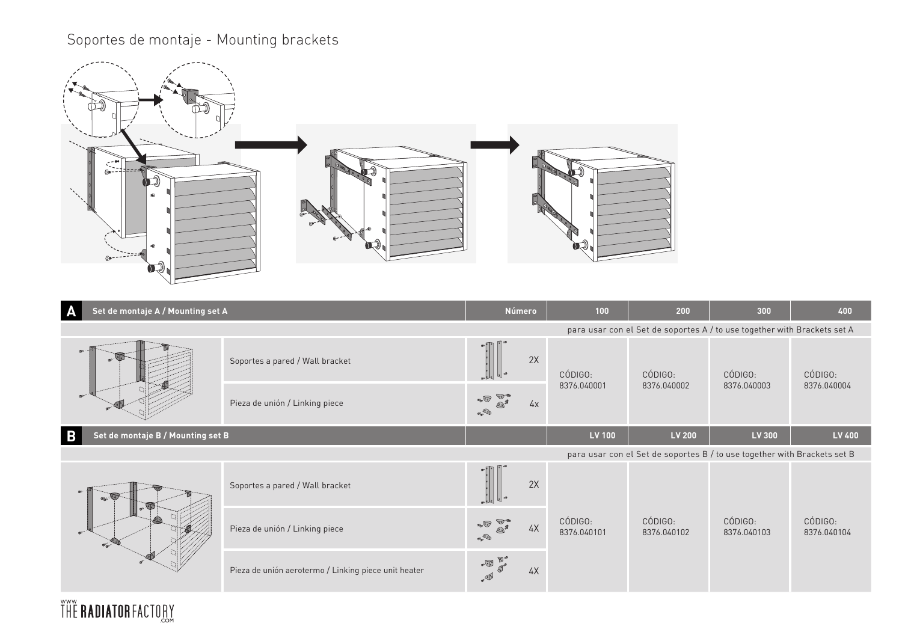# Soportes de montaje - Mounting brackets

| A | Set de montaje A / Mounting set A | Número | 100 | 200 | 300 | 400 |
|---|---|---|---|---|---|---|
| | | | para usar con el Set de soportes A / to use together with Brackets set A | | | |
| | Soportes a pared / Wall bracket | 2X | CÓDIGO: 8376.040001 | CÓDIGO: 8376.040002 | CÓDIGO: 8376.040003 | CÓDIGO: 8376.040004 |
| | Pieza de unión / Linking piece | 4x | | | | |

| B | Set de montaje B / Mounting set B | | LV 100 | LV 200 | LV 300 | LV 400 |
|---|---|---|---|---|---|---|
| | | | para usar con el Set de soportes B / to use together with Brackets set B | | | |
| | Soportes a pared / Wall bracket | 2X | CÓDIGO: 8376.040101 | CÓDIGO: 8376.040102 | CÓDIGO: 8376.040103 | CÓDIGO: 8376.040104 |
| | Pieza de unión / Linking piece | 4X | | | | |
| | Pieza de unión aerotermo / Linking piece unit heater | 4X | | | | |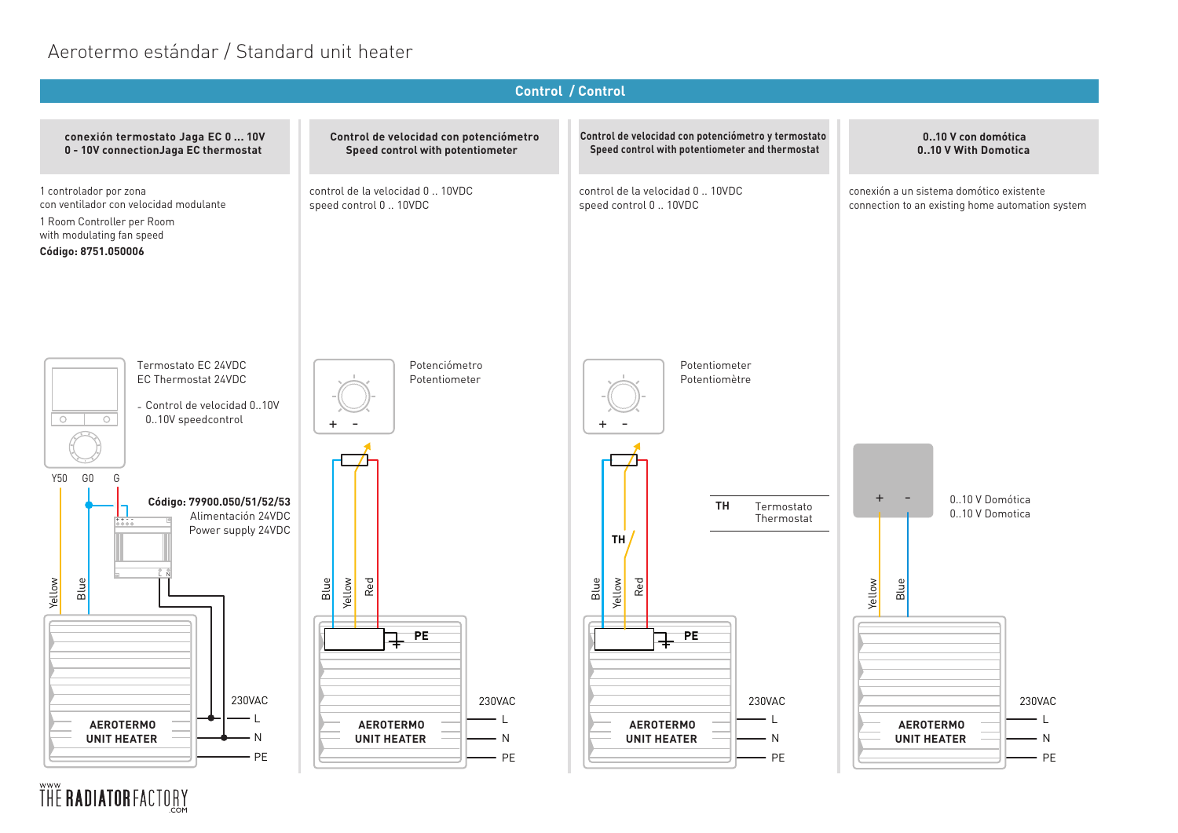# Aerotermo estándar / Standard unit heater

## Control / Control

### conexión termostato Jaga EC 0 ... 10V
### 0 - 10V connectionJaga EC thermostat

1 controlador por zona
con ventilador con velocidad modulante

1 Room Controller per Room
with modulating fan speed

**Código: 8751.050006**

Termostato EC 24VDC
EC Thermostat 24VDC

- Control de velocidad 0..10V
  0..10V speedcontrol

Y50 G0 G

**Código: 79900.050/51/52/53**
Alimentación 24VDC
Power supply 24VDC

Yellow
Blue

AEROTERMO
UNIT HEATER

230VAC
L
N
PE

### Control de velocidad con potenciómetro
### Speed control with potentiometer

control de la velocidad 0 .. 10VDC
speed control 0 .. 10VDC

Potenciómetro
Potentiometer

+ -

Blue
Yellow
Red

PE

AEROTERMO
UNIT HEATER

230VAC
L
N
PE

### Control de velocidad con potenciómetro y termostato
### Speed control with potentiometer and thermostat

control de la velocidad 0 .. 10VDC
speed control 0 .. 10VDC

Potentiometer
Potentiomètre

+ -

| TH | Termostato Thermostat |
|---|---|

TH

Blue
Yellow
Red

PE

AEROTERMO
UNIT HEATER

230VAC
L
N
PE

### 0..10 V con domótica
### 0..10 V With Domotica

conexión a un sistema domótico existente
connection to an existing home automation system

+ -

0..10 V Domótica
0..10 V Domotica

Yellow
Blue

AEROTERMO
UNIT HEATER

230VAC
L
N
PE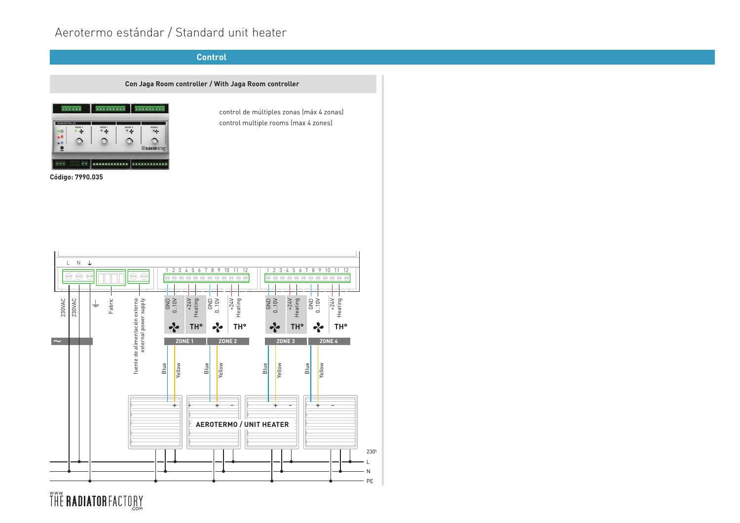# Aerotermo estándar / Standard unit heater

## Control

### Con Jaga Room controller / With Jaga Room controller

**Código: 7990.035**

control de múltiples zonas (máx 4 zonas)
control multiple rooms (max 4 zones)

L N ⏚

1 2 3 4 5 6 7 8 9 10 11 12

1 2 3 4 5 6 7 8 9 10 11 12

230VAC 230VAC ⏚ Fabric

fuente de alimentación externa
external power supply

| GND | 0..10V | +24V | Heating | GND | 0..10V | +24V | Heating | GND | 0..10V | +24V | Heating | GND | 0..10V | +24V | Heating |
|---|---|---|---|---|---|---|---|---|---|---|---|---|---|---|---|
| | | TH° | | | | TH° | | | | TH° | | | | TH° | |
| ZONE 1 | | | | ZONE 2 | | | | ZONE 3 | | | | ZONE 4 | | | |

Blue Yellow Blue Yellow Blue Yellow Blue Yellow

+ + – + – + –

**AEROTERMO / UNIT HEATER**

230V

L

N

PE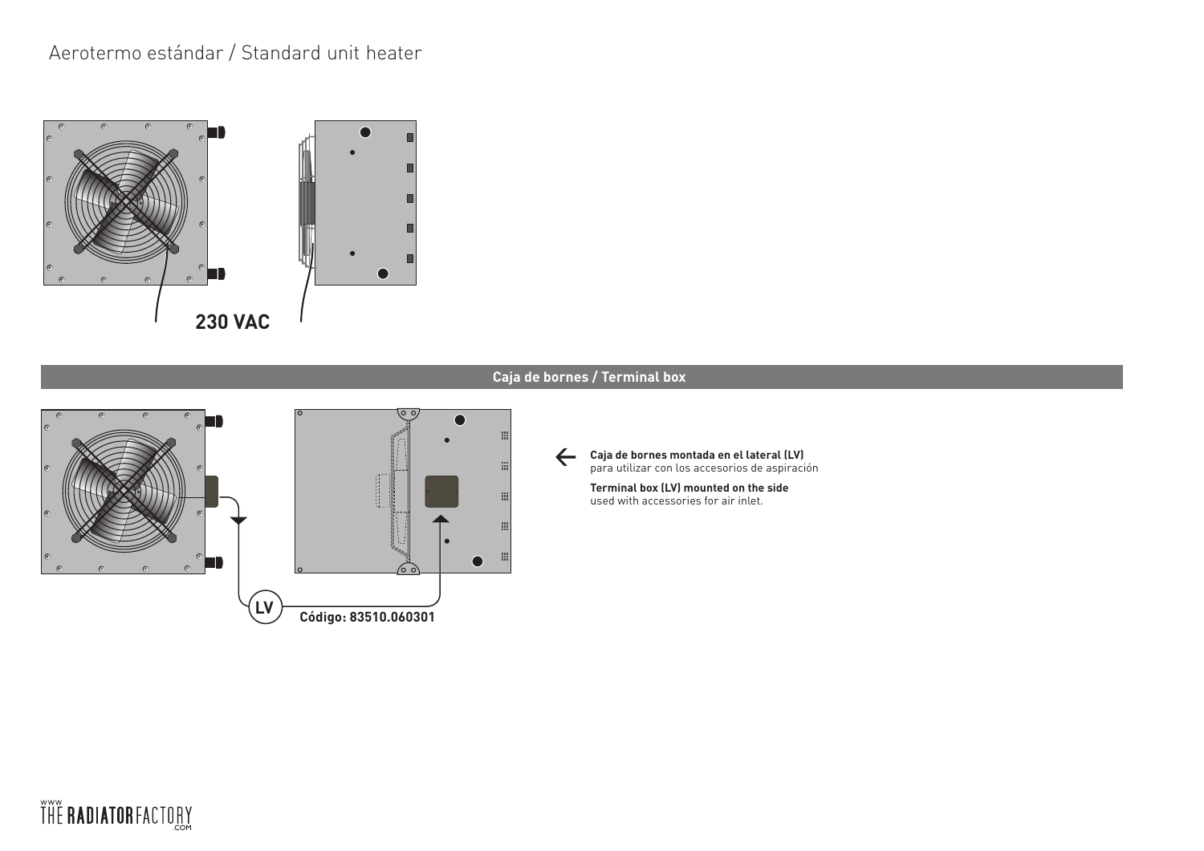# Aerotermo estándar / Standard unit heater

230 VAC

## Caja de bornes / Terminal box

LV

**Código: 83510.060301**

**Caja de bornes montada en el lateral (LV)**
para utilizar con los accesorios de aspiración

**Terminal box (LV) mounted on the side**
used with accessories for air inlet.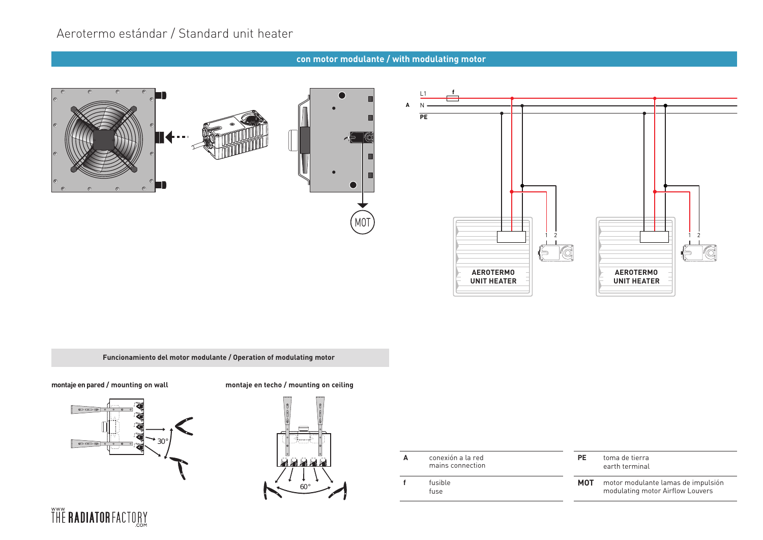# Aerotermo estándar / Standard unit heater

## con motor modulante / with modulating motor

### Funcionamiento del motor modulante / Operation of modulating motor

**montaje en pared / mounting on wall**

**montaje en techo / mounting on ceiling**

| | | | |
|---|---|---|---|
| **A** | conexión a la red<br>mains connection | **PE** | toma de tierra<br>earth terminal |
| **f** | fusible<br>fuse | **MOT** | motor modulante lamas de impulsión<br>modulating motor Airflow Louvers |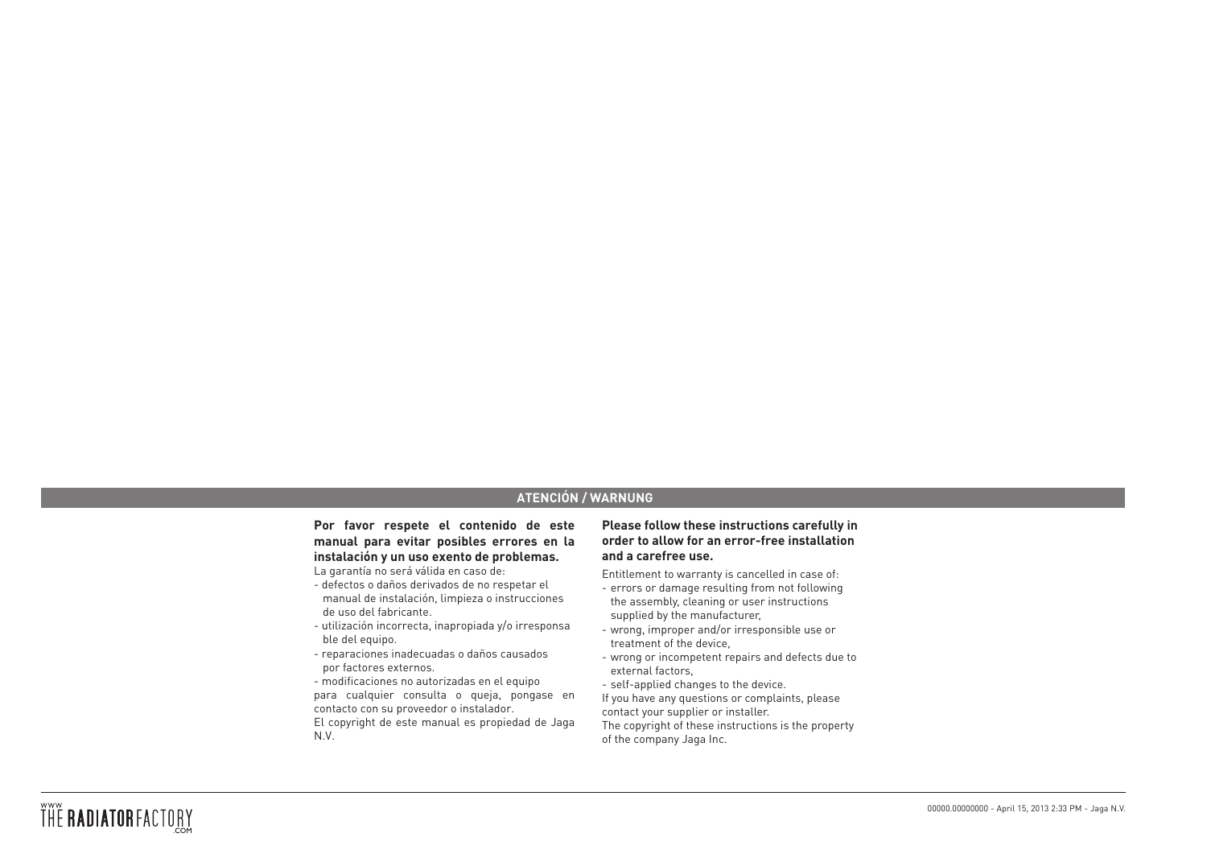## ATENCIÓN / WARNUNG

**Por favor respete el contenido de este manual para evitar posibles errores en la instalación y un uso exento de problemas.**

La garantía no será válida en caso de:

- defectos o daños derivados de no respetar el manual de instalación, limpieza o instrucciones de uso del fabricante.
- utilización incorrecta, inapropiada y/o irresponsa ble del equipo.
- reparaciones inadecuadas o daños causados por factores externos.
- modificaciones no autorizadas en el equipo

para cualquier consulta o queja, pongase en contacto con su proveedor o instalador.

El copyright de este manual es propiedad de Jaga N.V.

**Please follow these instructions carefully in order to allow for an error-free installation and a carefree use.**

Entitlement to warranty is cancelled in case of:

- errors or damage resulting from not following the assembly, cleaning or user instructions supplied by the manufacturer,
- wrong, improper and/or irresponsible use or treatment of the device,
- wrong or incompetent repairs and defects due to external factors,
- self-applied changes to the device.

If you have any questions or complaints, please contact your supplier or installer.

The copyright of these instructions is the property of the company Jaga Inc.

WWW THE RADIATOR FACTORY COM

00000.00000000 - April 15, 2013 2:33 PM - Jaga N.V.